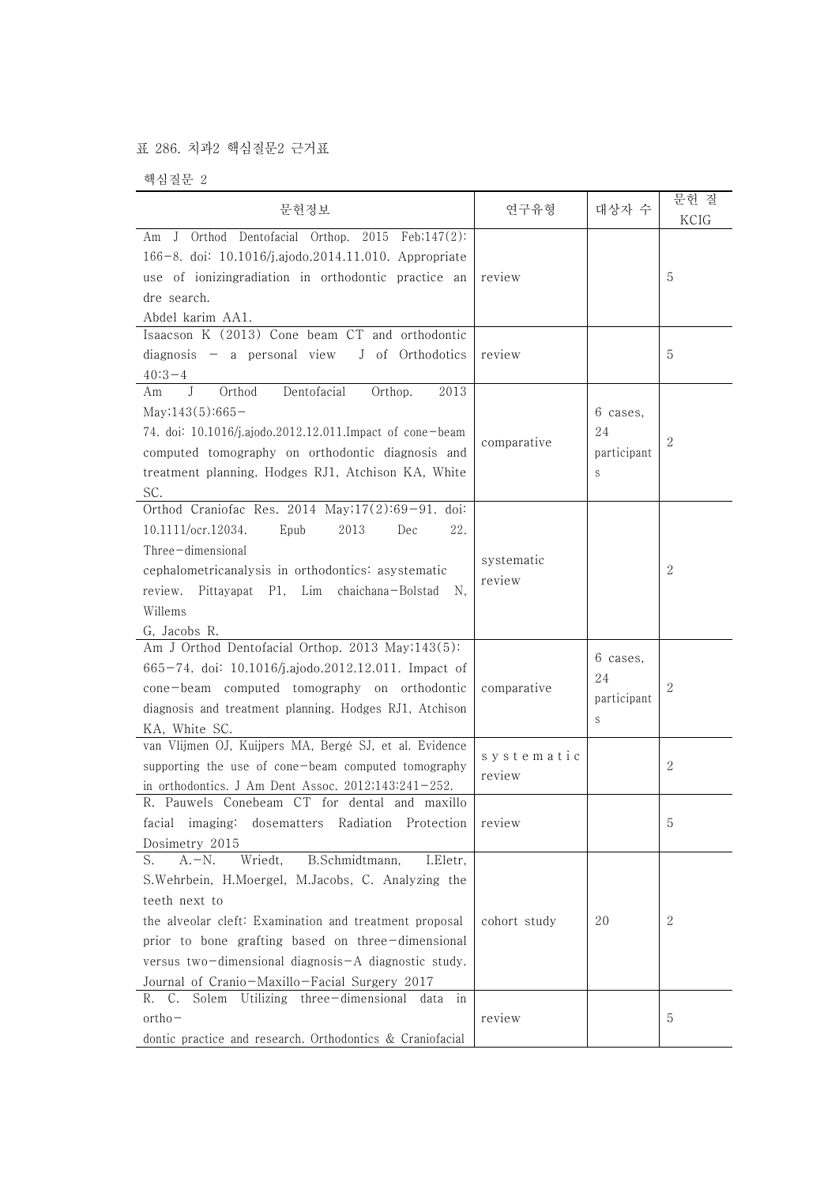표 286. 치과2 핵심질문2 근거표

핵심질문 2

| 문헌정보 | 연구유형 | 대상자 수 | 문헌 질 KCIG |
|---|---|---|---|
| Am J Orthod Dentofacial Orthop. 2015 Feb;147(2): 166-8. doi: 10.1016/j.ajodo.2014.11.010. Appropriate use of ionizingradiation in orthodontic practice an dre search. Abdel karim AA1. | review | | 5 |
| Isaacson K (2013) Cone beam CT and orthodontic diagnosis - a personal view J of Orthodotics 40:3-4 | review | | 5 |
| Am J Orthod Dentofacial Orthop. 2013 May;143(5):665-74. doi: 10.1016/j.ajodo.2012.12.011.Impact of cone-beam computed tomography on orthodontic diagnosis and treatment planning. Hodges RJ1, Atchison KA, White SC. | comparative | 6 cases, 24 participants | 2 |
| Orthod Craniofac Res. 2014 May;17(2):69-91. doi: 10.1111/ocr.12034. Epub 2013 Dec 22. Three-dimensional cephalometricanalysis in orthodontics: asystematic review. Pittayapat P1, Lim chaichana-Bolstad N, Willems G, Jacobs R. | systematic review | | 2 |
| Am J Orthod Dentofacial Orthop. 2013 May;143(5): 665-74. doi: 10.1016/j.ajodo.2012.12.011. Impact of cone-beam computed tomography on orthodontic diagnosis and treatment planning. Hodges RJ1, Atchison KA, White SC. | comparative | 6 cases, 24 participants | 2 |
| van Vlijmen OJ, Kuijpers MA, Bergé SJ, et al. Evidence supporting the use of cone-beam computed tomography in orthodontics. J Am Dent Assoc. 2012;143:241-252. | systematic review | | 2 |
| R. Pauwels Conebeam CT for dental and maxillo facial imaging: dosematters Radiation Protection Dosimetry 2015 | review | | 5 |
| S. A.-N. Wriedt, B.Schmidtmann, I.Eletr, S.Wehrbein, H.Moergel, M.Jacobs, C. Analyzing the teeth next to the alveolar cleft: Examination and treatment proposal prior to bone grafting based on three-dimensional versus two-dimensional diagnosis-A diagnostic study. Journal of Cranio-Maxillo-Facial Surgery 2017 | cohort study | 20 | 2 |
| R. C. Solem Utilizing three-dimensional data in ortho-dontic practice and research. Orthodontics & Craniofacial | review | | 5 |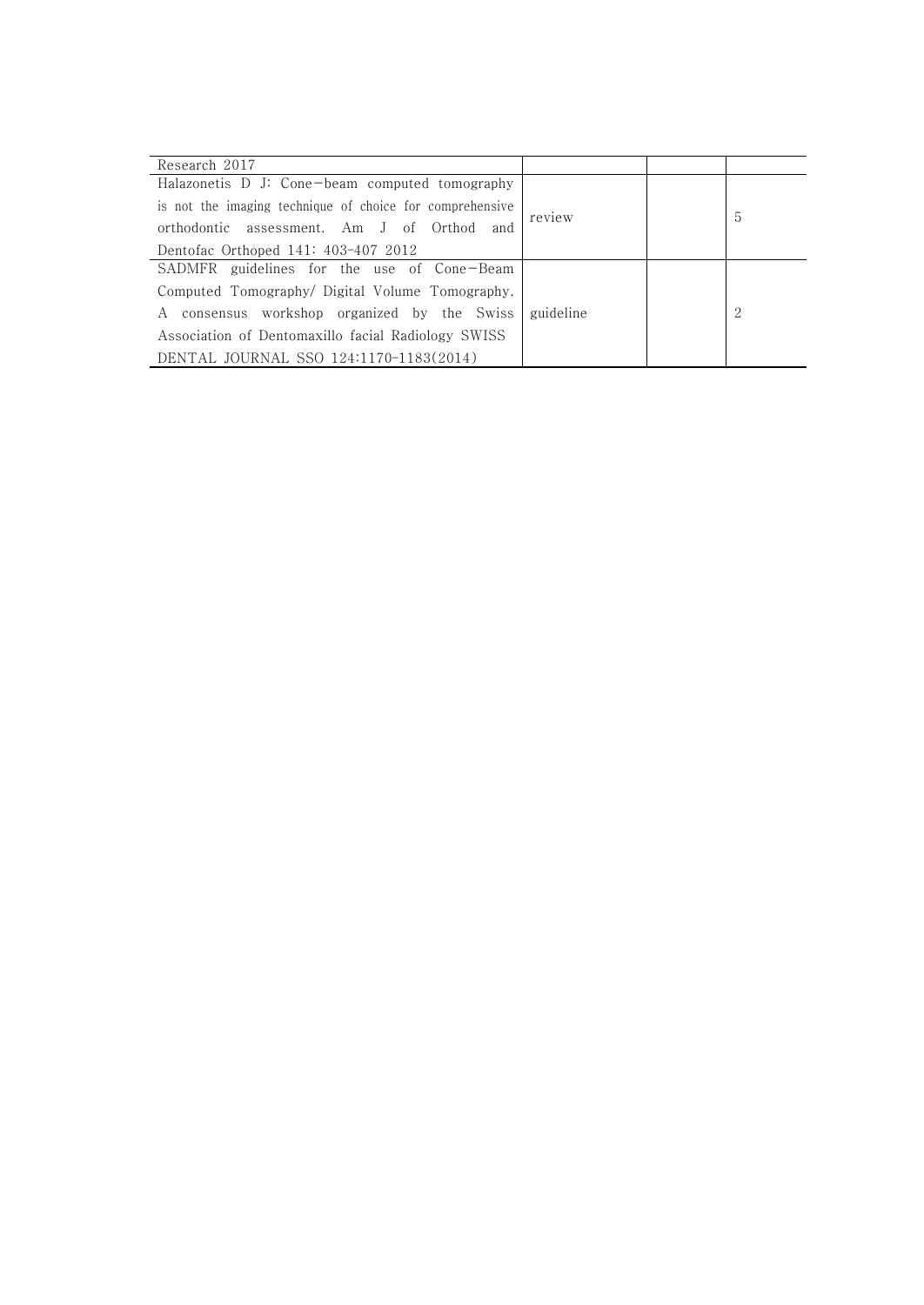| | | | |
|---|---|---|---|
| Research 2017 | | | |
| Halazonetis D J: Cone−beam computed tomography is not the imaging technique of choice for comprehensive orthodontic assessment. Am J of Orthod and Dentofac Orthoped 141: 403-407 2012 | review | | 5 |
| SADMFR guidelines for the use of Cone−Beam Computed Tomography/ Digital Volume Tomography. A consensus workshop organized by the Swiss Association of Dentomaxillo facial Radiology SWISS DENTAL JOURNAL SSO 124:1170-1183(2014) | guideline | | 2 |